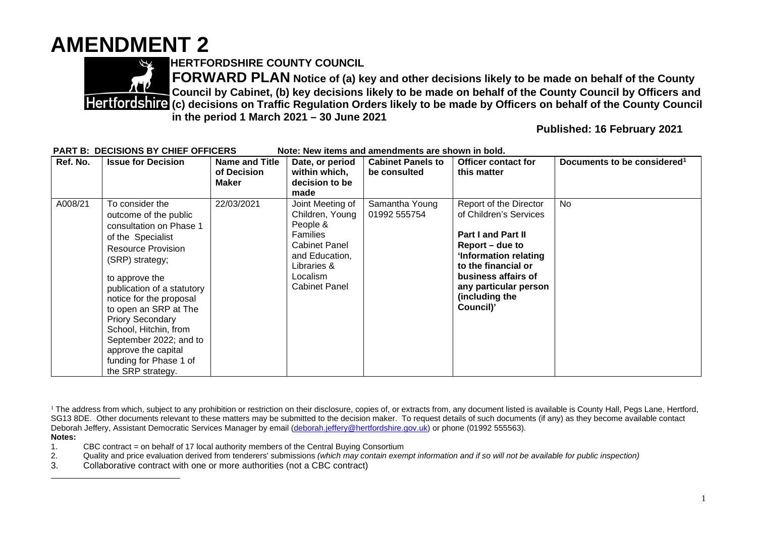# AMENDMENT 2

**HERTFORDSHIRE COUNTY COUNCIL**

**FORWARD PLAN Notice of (a) key and other decisions likely to be made on behalf of the County Council by Cabinet, (b) key decisions likely to be made on behalf of the County Council by Officers and (c) decisions on Traffic Regulation Orders likely to be made by Officers on behalf of the County Council in the period 1 March 2021 – 30 June 2021**

**Published: 16 February 2021**

**PART B: DECISIONS BY CHIEF OFFICERS** **Note: New items and amendments are shown in bold.**

| Ref. No. | Issue for Decision | Name and Title of Decision Maker | Date, or period within which, decision to be made | Cabinet Panels to be consulted | Officer contact for this matter | Documents to be considered[1] |
|---|---|---|---|---|---|---|
| A008/21 | To consider the outcome of the public consultation on Phase 1 of the Specialist Resource Provision (SRP) strategy;<br><br>to approve the publication of a statutory notice for the proposal to open an SRP at The Priory Secondary School, Hitchin, from September 2022; and to approve the capital funding for Phase 1 of the SRP strategy. | 22/03/2021 | Joint Meeting of Children, Young People & Families Cabinet Panel and Education, Libraries & Localism Cabinet Panel | Samantha Young 01992 555754 | Report of the Director of Children's Services<br><br>**Part I and Part II Report – due to 'Information relating to the financial or business affairs of any particular person (including the Council)'** | No |

[1] The address from which, subject to any prohibition or restriction on their disclosure, copies of, or extracts from, any document listed is available is County Hall, Pegs Lane, Hertford, SG13 8DE. Other documents relevant to these matters may be submitted to the decision maker. To request details of such documents (if any) as they become available contact Deborah Jeffery, Assistant Democratic Services Manager by email (deborah.jeffery@hertfordshire.gov.uk) or phone (01992 555563).

**Notes:**

1. CBC contract = on behalf of 17 local authority members of the Central Buying Consortium
2. Quality and price evaluation derived from tenderers' submissions *(which may contain exempt information and if so will not be available for public inspection)*
3. Collaborative contract with one or more authorities (not a CBC contract)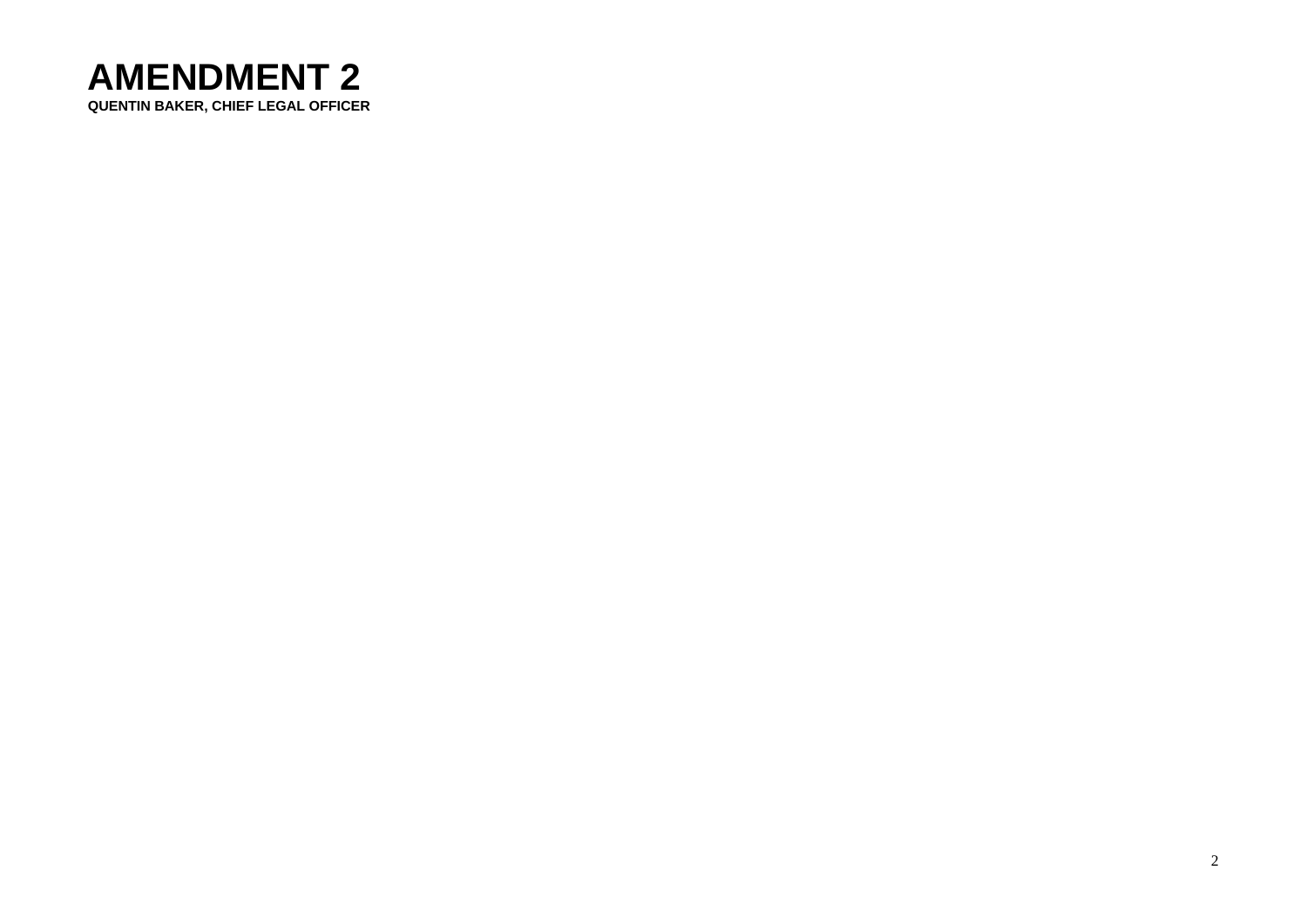# AMENDMENT 2

**QUENTIN BAKER, CHIEF LEGAL OFFICER**